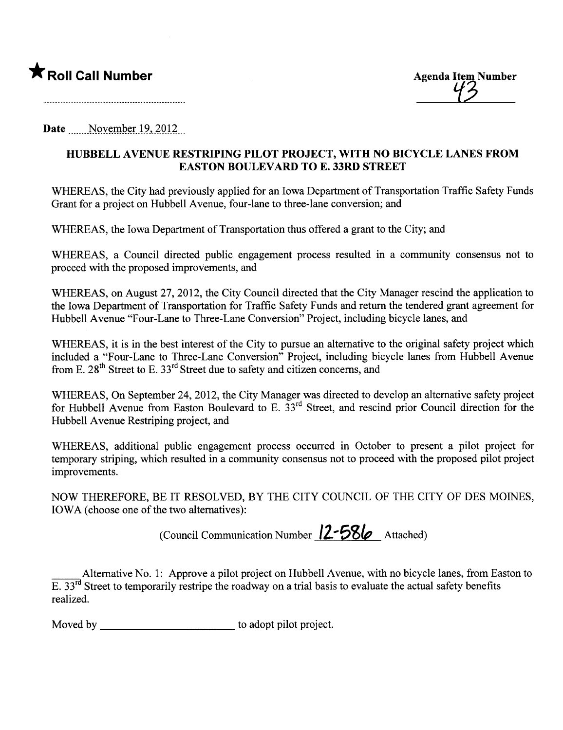★ **Roll Call Number**

Agenda Item Number 43

Date November 19, 2012

## HUBBELL AVENUE RESTRIPING PILOT PROJECT, WITH NO BICYCLE LANES FROM EASTON BOULEVARD TO E. 33RD STREET

WHEREAS, the City had previously applied for an Iowa Department of Transportation Traffic Safety Funds Grant for a project on Hubbell Avenue, four-lane to three-lane conversion; and

WHEREAS, the Iowa Department of Transportation thus offered a grant to the City; and

WHEREAS, a Council directed public engagement process resulted in a community consensus not to proceed with the proposed improvements, and

WHEREAS, on August 27, 2012, the City Council directed that the City Manager rescind the application to the Iowa Department of Transportation for Traffic Safety Funds and return the tendered grant agreement for Hubbell Avenue "Four-Lane to Three-Lane Conversion" Project, including bicycle lanes, and

WHEREAS, it is in the best interest of the City to pursue an alternative to the original safety project which included a "Four-Lane to Three-Lane Conversion" Project, including bicycle lanes from Hubbell Avenue from E. 28th Street to E. 33rd Street due to safety and citizen concerns, and

WHEREAS, On September 24, 2012, the City Manager was directed to develop an alternative safety project for Hubbell Avenue from Easton Boulevard to E. 33rd Street, and rescind prior Council direction for the Hubbell Avenue Restriping project, and

WHEREAS, additional public engagement process occurred in October to present a pilot project for temporary striping, which resulted in a community consensus not to proceed with the proposed pilot project improvements.

NOW THEREFORE, BE IT RESOLVED, BY THE CITY COUNCIL OF THE CITY OF DES MOINES, IOWA (choose one of the two alternatives):

(Council Communication Number 12-586 Attached)

_____ Alternative No. 1: Approve a pilot project on Hubbell Avenue, with no bicycle lanes, from Easton to E. 33rd Street to temporarily restripe the roadway on a trial basis to evaluate the actual safety benefits realized.

Moved by ________________________ to adopt pilot project.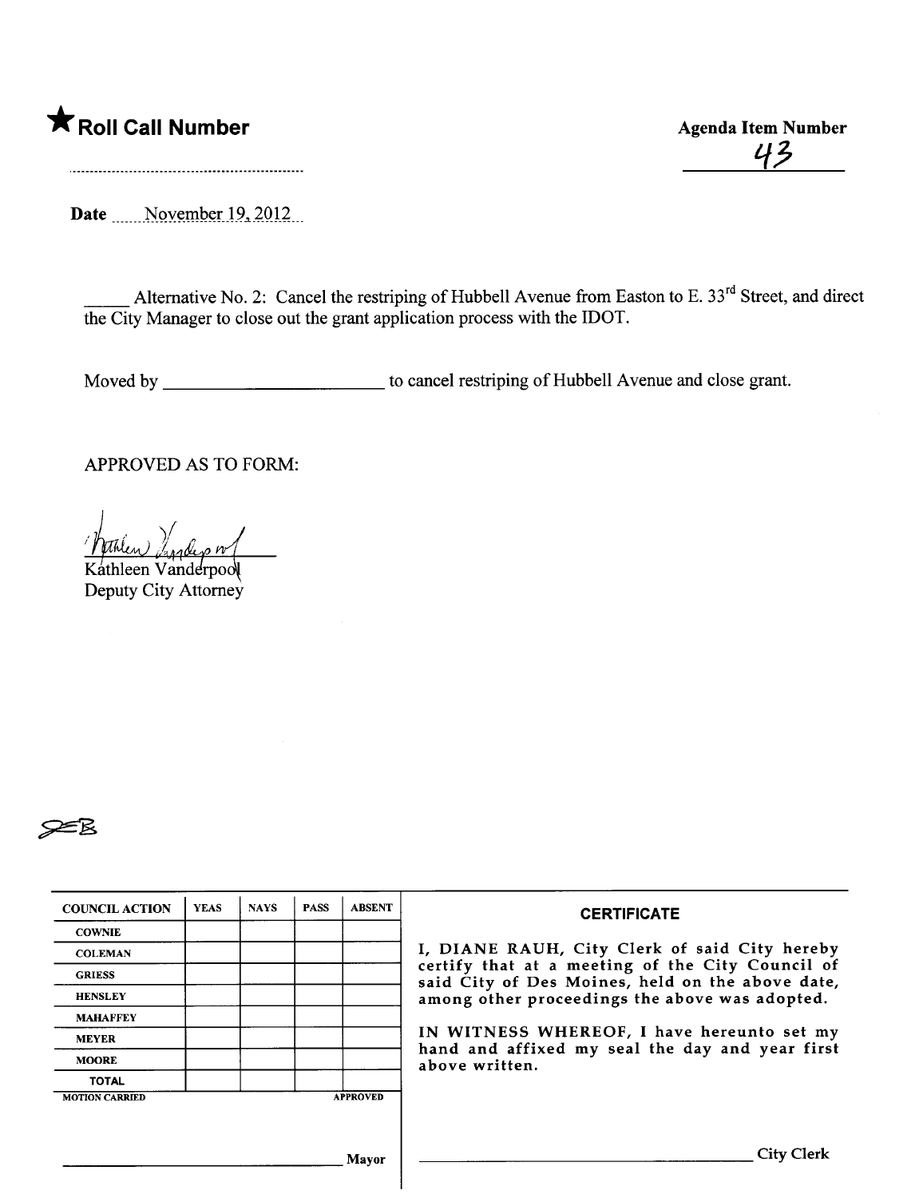**★ Roll Call Number**

**Agenda Item Number**

43

Date November 19, 2012

_____ Alternative No. 2: Cancel the restriping of Hubbell Avenue from Easton to E. 33rd Street, and direct the City Manager to close out the grant application process with the IDOT.

Moved by ________________________ to cancel restriping of Hubbell Avenue and close grant.

APPROVED AS TO FORM:

Kathleen Vanderpool
Deputy City Attorney

JEB

| COUNCIL ACTION | YEAS | NAYS | PASS | ABSENT |
| --- | --- | --- | --- | --- |
| COWNIE | | | | |
| COLEMAN | | | | |
| GRIESS | | | | |
| HENSLEY | | | | |
| MAHAFFEY | | | | |
| MEYER | | | | |
| MOORE | | | | |
| TOTAL | | | | |

MOTION CARRIED APPROVED

______________________________ Mayor

**CERTIFICATE**

I, DIANE RAUH, City Clerk of said City hereby certify that at a meeting of the City Council of said City of Des Moines, held on the above date, among other proceedings the above was adopted.

IN WITNESS WHEREOF, I have hereunto set my hand and affixed my seal the day and year first above written.

______________________________ City Clerk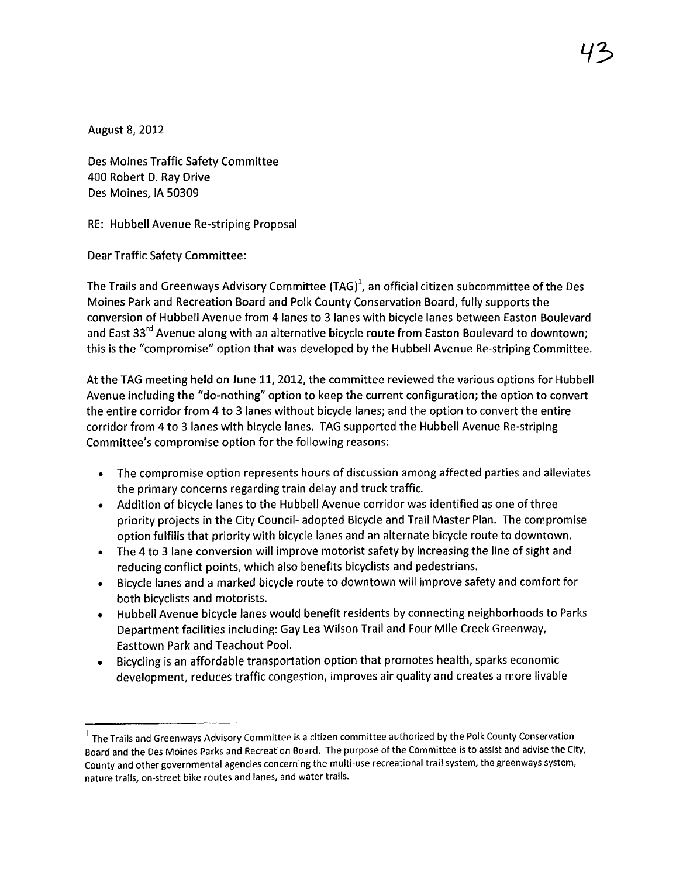August 8, 2012

Des Moines Traffic Safety Committee
400 Robert D. Ray Drive
Des Moines, IA 50309

RE: Hubbell Avenue Re-striping Proposal

Dear Traffic Safety Committee:

The Trails and Greenways Advisory Committee (TAG)[1], an official citizen subcommittee of the Des Moines Park and Recreation Board and Polk County Conservation Board, fully supports the conversion of Hubbell Avenue from 4 lanes to 3 lanes with bicycle lanes between Easton Boulevard and East 33rd Avenue along with an alternative bicycle route from Easton Boulevard to downtown; this is the "compromise" option that was developed by the Hubbell Avenue Re-striping Committee.

At the TAG meeting held on June 11, 2012, the committee reviewed the various options for Hubbell Avenue including the "do-nothing" option to keep the current configuration; the option to convert the entire corridor from 4 to 3 lanes without bicycle lanes; and the option to convert the entire corridor from 4 to 3 lanes with bicycle lanes. TAG supported the Hubbell Avenue Re-striping Committee's compromise option for the following reasons:

- The compromise option represents hours of discussion among affected parties and alleviates the primary concerns regarding train delay and truck traffic.
- Addition of bicycle lanes to the Hubbell Avenue corridor was identified as one of three priority projects in the City Council- adopted Bicycle and Trail Master Plan. The compromise option fulfills that priority with bicycle lanes and an alternate bicycle route to downtown.
- The 4 to 3 lane conversion will improve motorist safety by increasing the line of sight and reducing conflict points, which also benefits bicyclists and pedestrians.
- Bicycle lanes and a marked bicycle route to downtown will improve safety and comfort for both bicyclists and motorists.
- Hubbell Avenue bicycle lanes would benefit residents by connecting neighborhoods to Parks Department facilities including: Gay Lea Wilson Trail and Four Mile Creek Greenway, Easttown Park and Teachout Pool.
- Bicycling is an affordable transportation option that promotes health, sparks economic development, reduces traffic congestion, improves air quality and creates a more livable

[1] The Trails and Greenways Advisory Committee is a citizen committee authorized by the Polk County Conservation Board and the Des Moines Parks and Recreation Board. The purpose of the Committee is to assist and advise the City, County and other governmental agencies concerning the multi-use recreational trail system, the greenways system, nature trails, on-street bike routes and lanes, and water trails.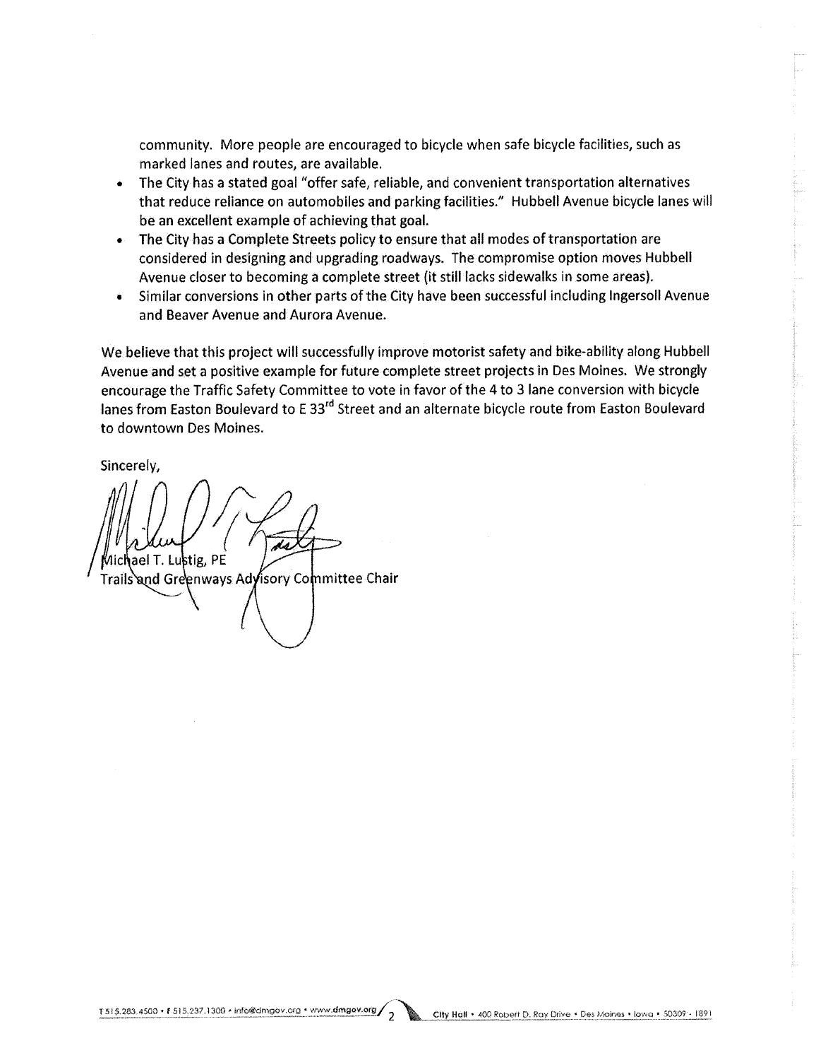community. More people are encouraged to bicycle when safe bicycle facilities, such as marked lanes and routes, are available.

- The City has a stated goal "offer safe, reliable, and convenient transportation alternatives that reduce reliance on automobiles and parking facilities." Hubbell Avenue bicycle lanes will be an excellent example of achieving that goal.
- The City has a Complete Streets policy to ensure that all modes of transportation are considered in designing and upgrading roadways. The compromise option moves Hubbell Avenue closer to becoming a complete street (it still lacks sidewalks in some areas).
- Similar conversions in other parts of the City have been successful including Ingersoll Avenue and Beaver Avenue and Aurora Avenue.

We believe that this project will successfully improve motorist safety and bike-ability along Hubbell Avenue and set a positive example for future complete street projects in Des Moines. We strongly encourage the Traffic Safety Committee to vote in favor of the 4 to 3 lane conversion with bicycle lanes from Easton Boulevard to E 33rd Street and an alternate bicycle route from Easton Boulevard to downtown Des Moines.

Sincerely,

Michael T. Lustig, PE
Trails and Greenways Advisory Committee Chair

T 515.283.4500 • F 515.237.1300 • info@dmgov.org • www.dmgov.org

City Hall • 400 Robert D. Ray Drive • Des Moines • Iowa • 50309 - 1891